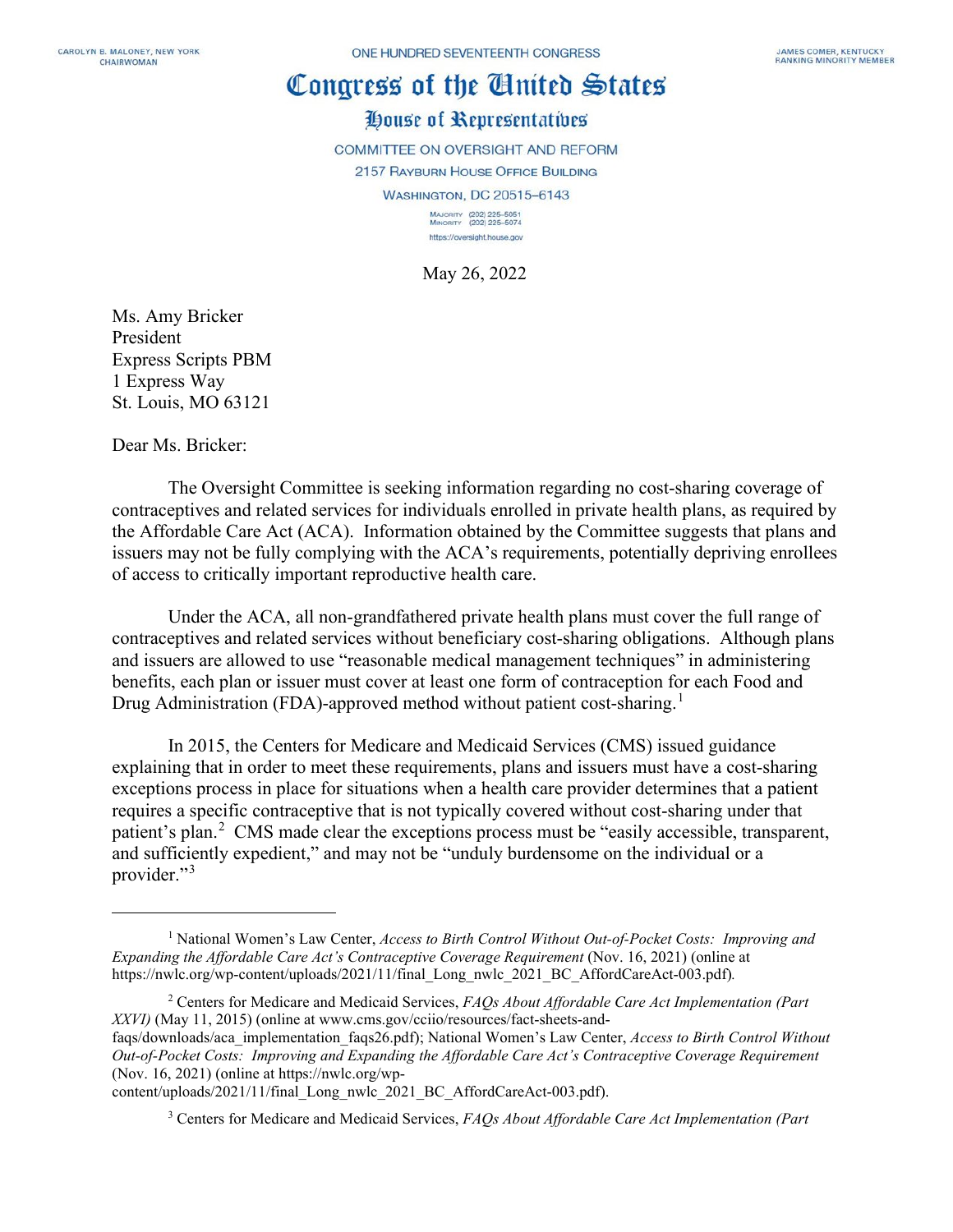CAROLYN B. MALONEY, NEW YORK
CHAIRWOMAN

ONE HUNDRED SEVENTEENTH CONGRESS

JAMES COMER, KENTUCKY
RANKING MINORITY MEMBER

# Congress of the United States

## House of Representatives

COMMITTEE ON OVERSIGHT AND REFORM
2157 RAYBURN HOUSE OFFICE BUILDING
WASHINGTON, DC 20515–6143

MAJORITY (202) 225-5051
MINORITY (202) 225-5074
https://oversight.house.gov

May 26, 2022

Ms. Amy Bricker
President
Express Scripts PBM
1 Express Way
St. Louis, MO 63121

Dear Ms. Bricker:

The Oversight Committee is seeking information regarding no cost-sharing coverage of contraceptives and related services for individuals enrolled in private health plans, as required by the Affordable Care Act (ACA). Information obtained by the Committee suggests that plans and issuers may not be fully complying with the ACA's requirements, potentially depriving enrollees of access to critically important reproductive health care.

Under the ACA, all non-grandfathered private health plans must cover the full range of contraceptives and related services without beneficiary cost-sharing obligations. Although plans and issuers are allowed to use "reasonable medical management techniques" in administering benefits, each plan or issuer must cover at least one form of contraception for each Food and Drug Administration (FDA)-approved method without patient cost-sharing.[1]

In 2015, the Centers for Medicare and Medicaid Services (CMS) issued guidance explaining that in order to meet these requirements, plans and issuers must have a cost-sharing exceptions process in place for situations when a health care provider determines that a patient requires a specific contraceptive that is not typically covered without cost-sharing under that patient's plan.[2] CMS made clear the exceptions process must be "easily accessible, transparent, and sufficiently expedient," and may not be "unduly burdensome on the individual or a provider."[3]

---

[1] National Women's Law Center, *Access to Birth Control Without Out-of-Pocket Costs: Improving and Expanding the Affordable Care Act's Contraceptive Coverage Requirement* (Nov. 16, 2021) (online at https://nwlc.org/wp-content/uploads/2021/11/final_Long_nwlc_2021_BC_AffordCareAct-003.pdf).

[2] Centers for Medicare and Medicaid Services, *FAQs About Affordable Care Act Implementation (Part XXVI)* (May 11, 2015) (online at www.cms.gov/cciio/resources/fact-sheets-and-faqs/downloads/aca_implementation_faqs26.pdf); National Women's Law Center, *Access to Birth Control Without Out-of-Pocket Costs: Improving and Expanding the Affordable Care Act's Contraceptive Coverage Requirement* (Nov. 16, 2021) (online at https://nwlc.org/wp-content/uploads/2021/11/final_Long_nwlc_2021_BC_AffordCareAct-003.pdf).

[3] Centers for Medicare and Medicaid Services, *FAQs About Affordable Care Act Implementation (Part*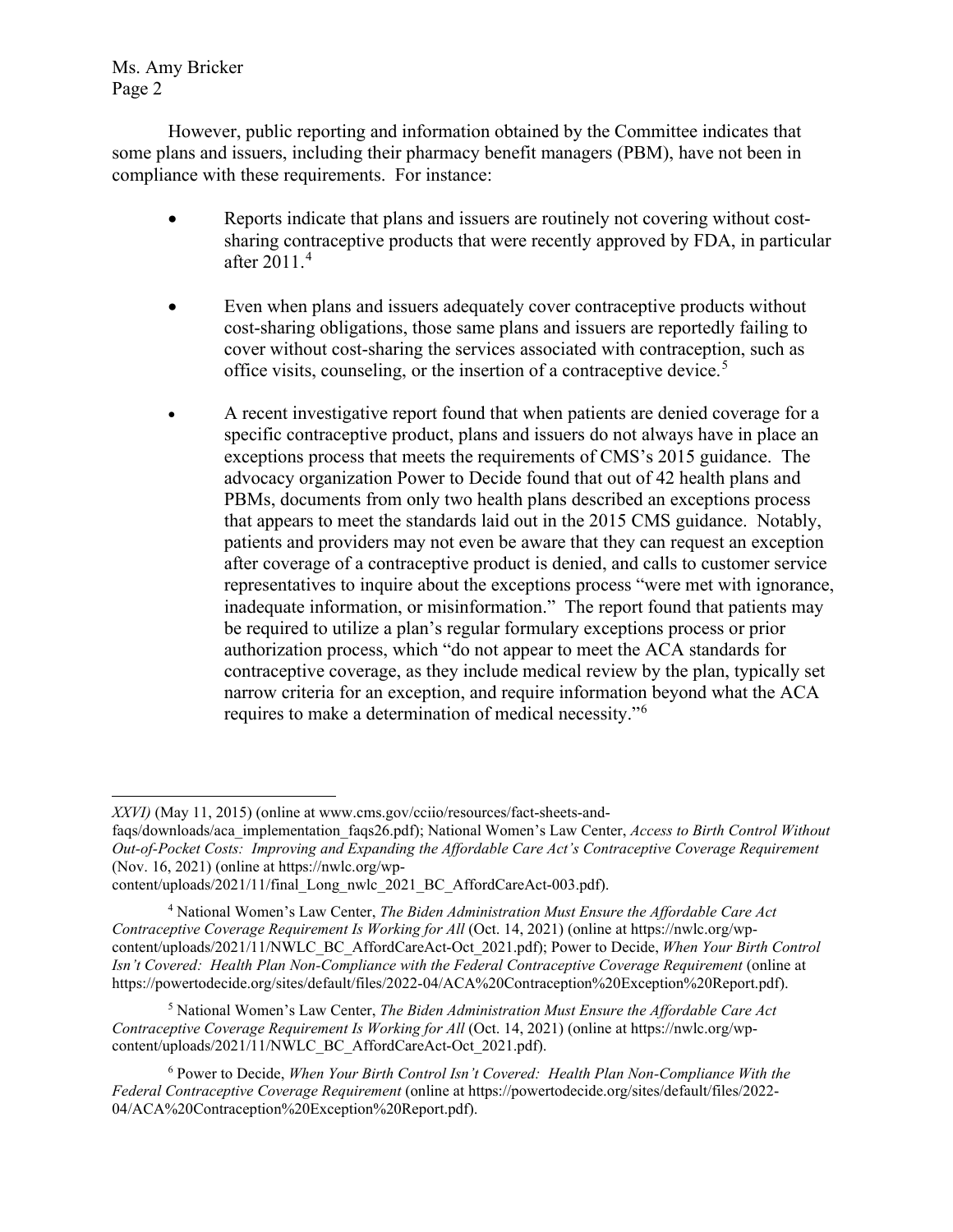However, public reporting and information obtained by the Committee indicates that some plans and issuers, including their pharmacy benefit managers (PBM), have not been in compliance with these requirements. For instance:

- Reports indicate that plans and issuers are routinely not covering without cost-sharing contraceptive products that were recently approved by FDA, in particular after 2011.[4]

- Even when plans and issuers adequately cover contraceptive products without cost-sharing obligations, those same plans and issuers are reportedly failing to cover without cost-sharing the services associated with contraception, such as office visits, counseling, or the insertion of a contraceptive device.[5]

- A recent investigative report found that when patients are denied coverage for a specific contraceptive product, plans and issuers do not always have in place an exceptions process that meets the requirements of CMS's 2015 guidance. The advocacy organization Power to Decide found that out of 42 health plans and PBMs, documents from only two health plans described an exceptions process that appears to meet the standards laid out in the 2015 CMS guidance. Notably, patients and providers may not even be aware that they can request an exception after coverage of a contraceptive product is denied, and calls to customer service representatives to inquire about the exceptions process "were met with ignorance, inadequate information, or misinformation." The report found that patients may be required to utilize a plan's regular formulary exceptions process or prior authorization process, which "do not appear to meet the ACA standards for contraceptive coverage, as they include medical review by the plan, typically set narrow criteria for an exception, and require information beyond what the ACA requires to make a determination of medical necessity."[6]

---

*XXVI)* (May 11, 2015) (online at www.cms.gov/cciio/resources/fact-sheets-and-faqs/downloads/aca_implementation_faqs26.pdf); National Women's Law Center, *Access to Birth Control Without Out-of-Pocket Costs: Improving and Expanding the Affordable Care Act's Contraceptive Coverage Requirement* (Nov. 16, 2021) (online at https://nwlc.org/wp-content/uploads/2021/11/final_Long_nwlc_2021_BC_AffordCareAct-003.pdf).

[4] National Women's Law Center, *The Biden Administration Must Ensure the Affordable Care Act Contraceptive Coverage Requirement Is Working for All* (Oct. 14, 2021) (online at https://nwlc.org/wp-content/uploads/2021/11/NWLC_BC_AffordCareAct-Oct_2021.pdf); Power to Decide, *When Your Birth Control Isn't Covered: Health Plan Non-Compliance with the Federal Contraceptive Coverage Requirement* (online at https://powertodecide.org/sites/default/files/2022-04/ACA%20Contraception%20Exception%20Report.pdf).

[5] National Women's Law Center, *The Biden Administration Must Ensure the Affordable Care Act Contraceptive Coverage Requirement Is Working for All* (Oct. 14, 2021) (online at https://nwlc.org/wp-content/uploads/2021/11/NWLC_BC_AffordCareAct-Oct_2021.pdf).

[6] Power to Decide, *When Your Birth Control Isn't Covered: Health Plan Non-Compliance With the Federal Contraceptive Coverage Requirement* (online at https://powertodecide.org/sites/default/files/2022-04/ACA%20Contraception%20Exception%20Report.pdf).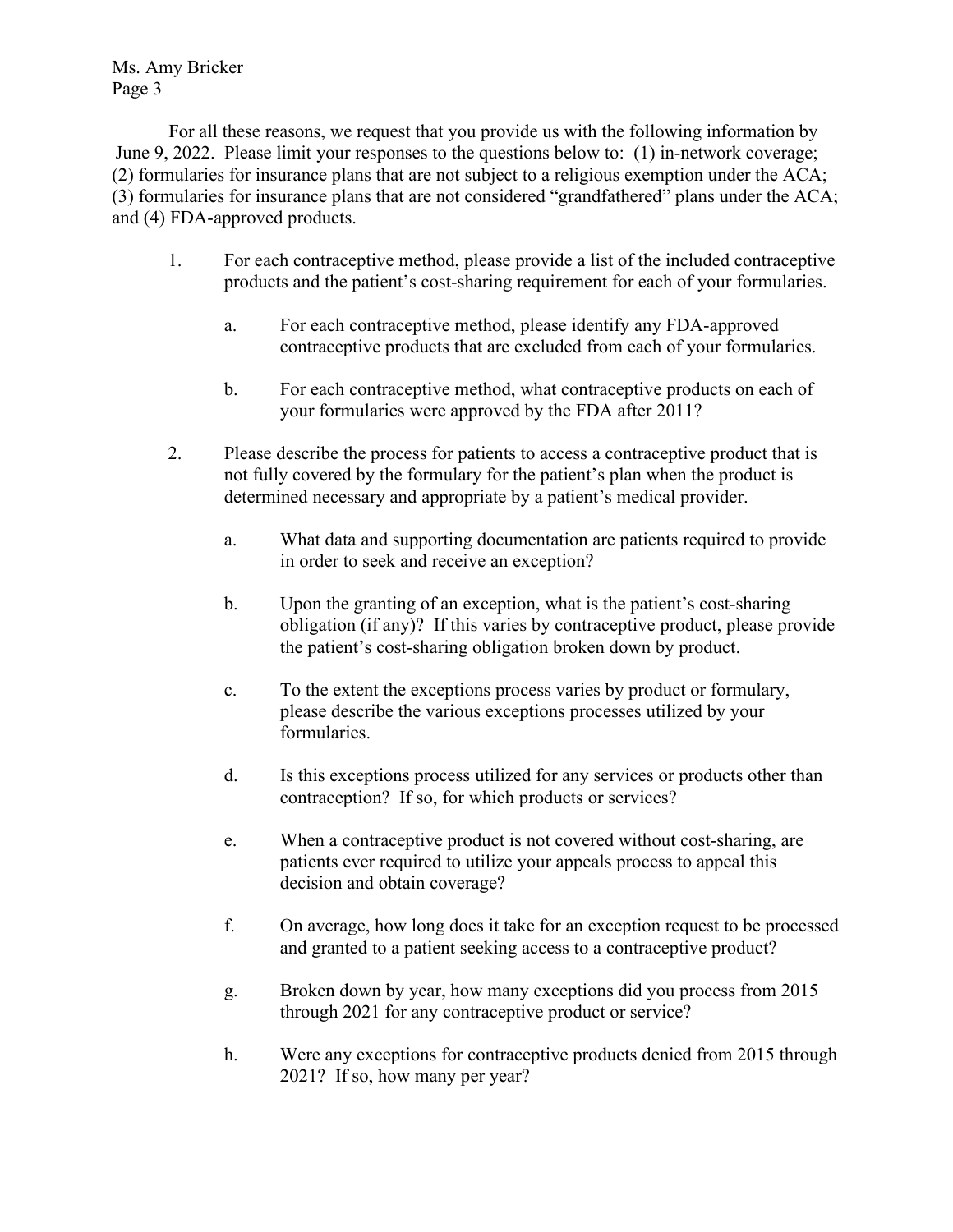For all these reasons, we request that you provide us with the following information by June 9, 2022. Please limit your responses to the questions below to: (1) in-network coverage; (2) formularies for insurance plans that are not subject to a religious exemption under the ACA; (3) formularies for insurance plans that are not considered "grandfathered" plans under the ACA; and (4) FDA-approved products.

1. For each contraceptive method, please provide a list of the included contraceptive products and the patient's cost-sharing requirement for each of your formularies.

   a. For each contraceptive method, please identify any FDA-approved contraceptive products that are excluded from each of your formularies.

   b. For each contraceptive method, what contraceptive products on each of your formularies were approved by the FDA after 2011?

2. Please describe the process for patients to access a contraceptive product that is not fully covered by the formulary for the patient's plan when the product is determined necessary and appropriate by a patient's medical provider.

   a. What data and supporting documentation are patients required to provide in order to seek and receive an exception?

   b. Upon the granting of an exception, what is the patient's cost-sharing obligation (if any)? If this varies by contraceptive product, please provide the patient's cost-sharing obligation broken down by product.

   c. To the extent the exceptions process varies by product or formulary, please describe the various exceptions processes utilized by your formularies.

   d. Is this exceptions process utilized for any services or products other than contraception? If so, for which products or services?

   e. When a contraceptive product is not covered without cost-sharing, are patients ever required to utilize your appeals process to appeal this decision and obtain coverage?

   f. On average, how long does it take for an exception request to be processed and granted to a patient seeking access to a contraceptive product?

   g. Broken down by year, how many exceptions did you process from 2015 through 2021 for any contraceptive product or service?

   h. Were any exceptions for contraceptive products denied from 2015 through 2021? If so, how many per year?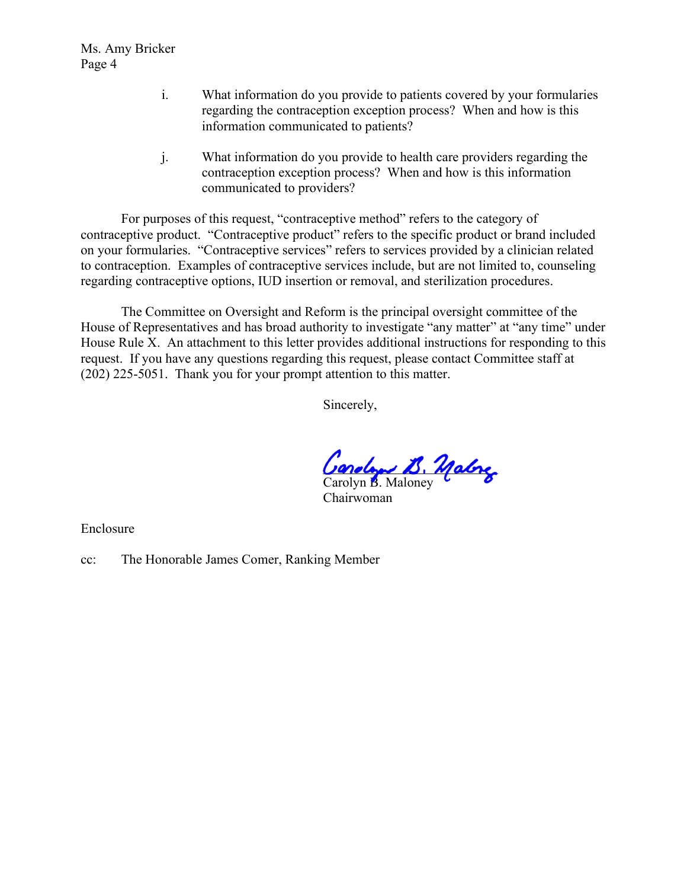Ms. Amy Bricker

i. What information do you provide to patients covered by your formularies regarding the contraception exception process? When and how is this information communicated to patients?

j. What information do you provide to health care providers regarding the contraception exception process? When and how is this information communicated to providers?

For purposes of this request, "contraceptive method" refers to the category of contraceptive product. "Contraceptive product" refers to the specific product or brand included on your formularies. "Contraceptive services" refers to services provided by a clinician related to contraception. Examples of contraceptive services include, but are not limited to, counseling regarding contraceptive options, IUD insertion or removal, and sterilization procedures.

The Committee on Oversight and Reform is the principal oversight committee of the House of Representatives and has broad authority to investigate "any matter" at "any time" under House Rule X. An attachment to this letter provides additional instructions for responding to this request. If you have any questions regarding this request, please contact Committee staff at (202) 225-5051. Thank you for your prompt attention to this matter.

Sincerely,

Carolyn B. Maloney
Chairwoman

Enclosure

cc: The Honorable James Comer, Ranking Member